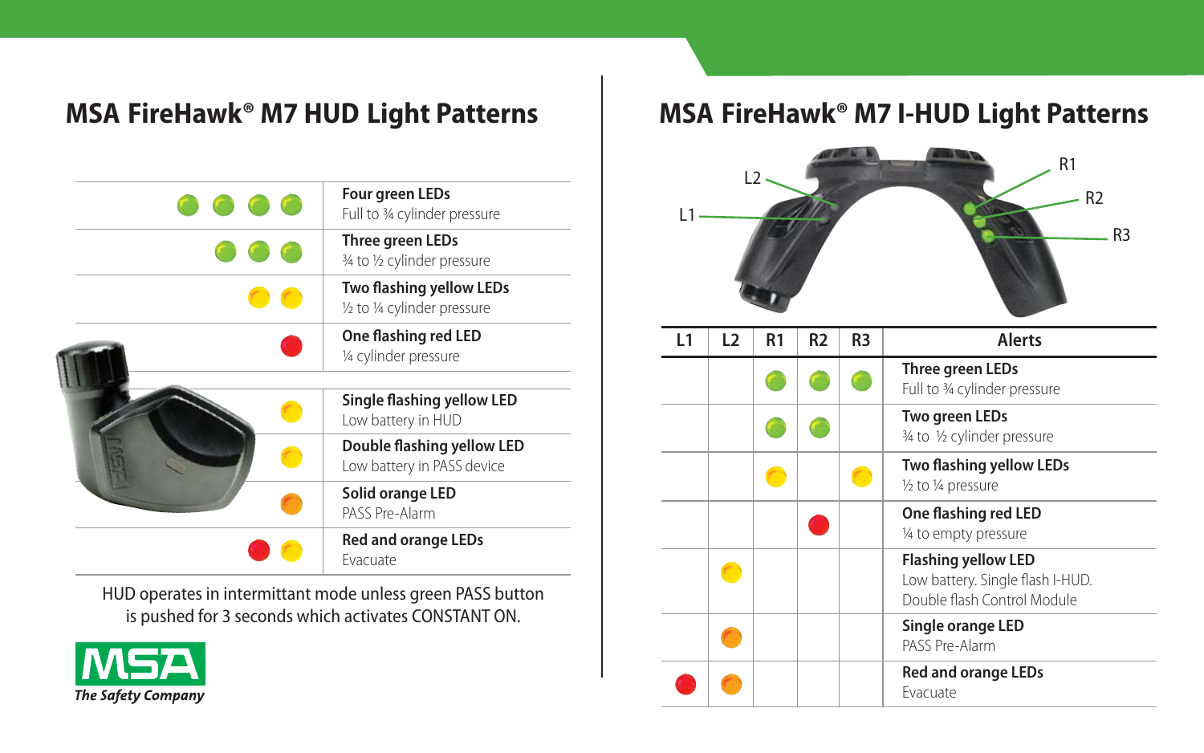# MSA FireHawk® M7 HUD Light Patterns

| LEDs | Pattern |
|---|---|
| ● ● ● ● (green) | **Four green LEDs** Full to ¾ cylinder pressure |
| ● ● ● (green) | **Three green LEDs** ¾ to ½ cylinder pressure |
| ● ● (yellow) | **Two flashing yellow LEDs** ½ to ¼ cylinder pressure |
| ● (red) | **One flashing red LED** ¼ cylinder pressure |
| ● (yellow) | **Single flashing yellow LED** Low battery in HUD |
| ● (yellow) | **Double flashing yellow LED** Low battery in PASS device |
| ● (orange) | **Solid orange LED** PASS Pre-Alarm |
| ● (red) ● (yellow) | **Red and orange LEDs** Evacuate |

HUD operates in intermittant mode unless green PASS button is pushed for 3 seconds which activates CONSTANT ON.

**MSA**
*The Safety Company*

# MSA FireHawk® M7 I-HUD Light Patterns

L1, L2, R1, R2, R3

| L1 | L2 | R1 | R2 | R3 | Alerts |
|---|---|---|---|---|---|
| | | ● (green) | ● (green) | ● (green) | **Three green LEDs** Full to ¾ cylinder pressure |
| | | ● (green) | ● (green) | | **Two green LEDs** ¾ to ½ cylinder pressure |
| | | ● (yellow) | | ● (yellow) | **Two flashing yellow LEDs** ½ to ¼ pressure |
| | | | ● (red) | | **One flashing red LED** ¼ to empty pressure |
| | ● (yellow) | | | | **Flashing yellow LED** Low battery. Single flash I-HUD. Double flash Control Module |
| | ● (orange) | | | | **Single orange LED** PASS Pre-Alarm |
| ● (red) | ● (orange) | | | | **Red and orange LEDs** Evacuate |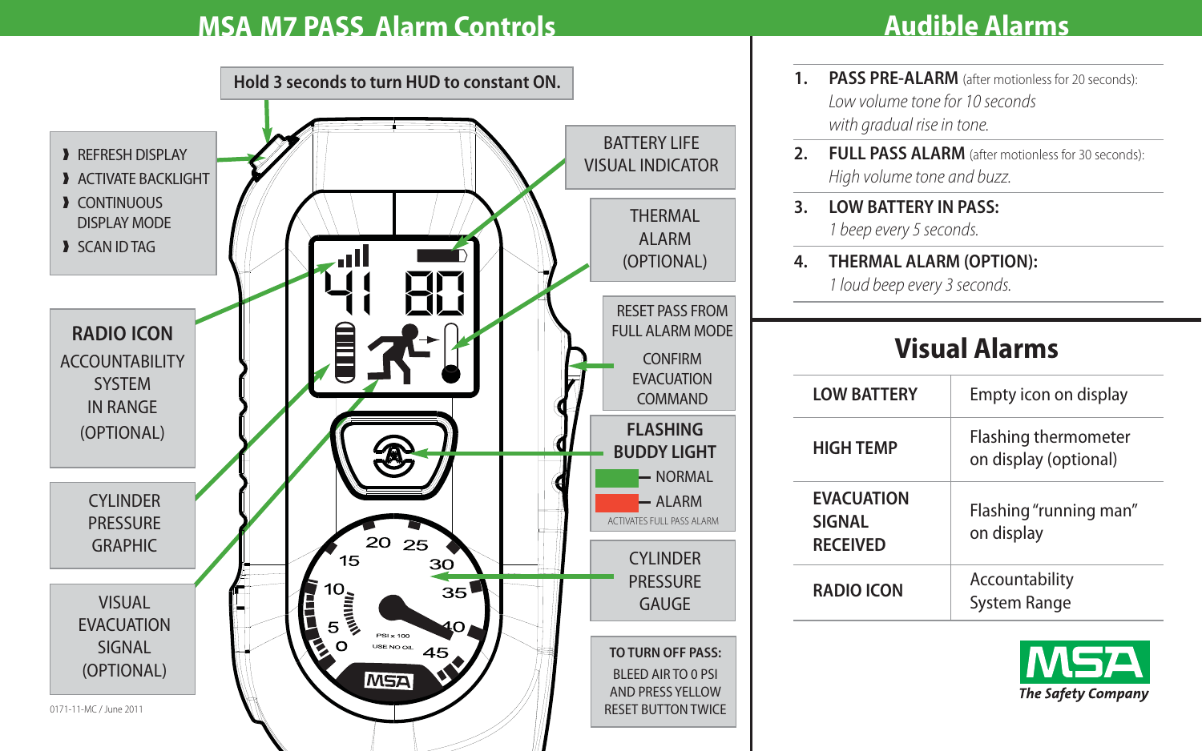# MSA M7 PASS Alarm Controls

Hold 3 seconds to turn HUD to constant ON.

- REFRESH DISPLAY
- ACTIVATE BACKLIGHT
- CONTINUOUS DISPLAY MODE
- SCAN ID TAG

**RADIO ICON**

ACCOUNTABILITY SYSTEM IN RANGE (OPTIONAL)

CYLINDER PRESSURE GRAPHIC

VISUAL EVACUATION SIGNAL (OPTIONAL)

BATTERY LIFE VISUAL INDICATOR

THERMAL ALARM (OPTIONAL)

RESET PASS FROM FULL ALARM MODE

CONFIRM EVACUATION COMMAND

**FLASHING BUDDY LIGHT**

- NORMAL
- ALARM

ACTIVATES FULL PASS ALARM

CYLINDER PRESSURE GAUGE

**TO TURN OFF PASS:**

BLEED AIR TO 0 PSI AND PRESS YELLOW RESET BUTTON TWICE

0171-11-MC / June 2011

# Audible Alarms

1. **PASS PRE-ALARM** (after motionless for 20 seconds):
   *Low volume tone for 10 seconds with gradual rise in tone.*
2. **FULL PASS ALARM** (after motionless for 30 seconds):
   *High volume tone and buzz.*
3. **LOW BATTERY IN PASS:**
   *1 beep every 5 seconds.*
4. **THERMAL ALARM (OPTION):**
   *1 loud beep every 3 seconds.*

# Visual Alarms

| | |
|---|---|
| **LOW BATTERY** | Empty icon on display |
| **HIGH TEMP** | Flashing thermometer on display (optional) |
| **EVACUATION SIGNAL RECEIVED** | Flashing "running man" on display |
| **RADIO ICON** | Accountability System Range |

MSA

*The Safety Company*